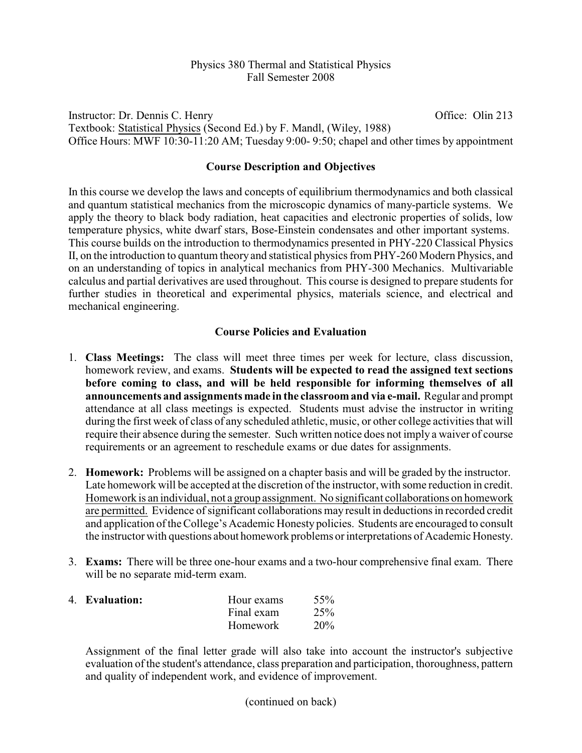# Physics 380 Thermal and Statistical Physics
## Fall Semester 2008

Instructor: Dr. Dennis C. Henry  Office: Olin 213
Textbook: Statistical Physics (Second Ed.) by F. Mandl, (Wiley, 1988)
Office Hours: MWF 10:30-11:20 AM; Tuesday 9:00- 9:50; chapel and other times by appointment

### Course Description and Objectives

In this course we develop the laws and concepts of equilibrium thermodynamics and both classical and quantum statistical mechanics from the microscopic dynamics of many-particle systems. We apply the theory to black body radiation, heat capacities and electronic properties of solids, low temperature physics, white dwarf stars, Bose-Einstein condensates and other important systems. This course builds on the introduction to thermodynamics presented in PHY-220 Classical Physics II, on the introduction to quantum theory and statistical physics from PHY-260 Modern Physics, and on an understanding of topics in analytical mechanics from PHY-300 Mechanics. Multivariable calculus and partial derivatives are used throughout. This course is designed to prepare students for further studies in theoretical and experimental physics, materials science, and electrical and mechanical engineering.

### Course Policies and Evaluation

1. **Class Meetings:** The class will meet three times per week for lecture, class discussion, homework review, and exams. **Students will be expected to read the assigned text sections before coming to class, and will be held responsible for informing themselves of all announcements and assignments made in the classroom and via e-mail.** Regular and prompt attendance at all class meetings is expected. Students must advise the instructor in writing during the first week of class of any scheduled athletic, music, or other college activities that will require their absence during the semester. Such written notice does not imply a waiver of course requirements or an agreement to reschedule exams or due dates for assignments.

2. **Homework:** Problems will be assigned on a chapter basis and will be graded by the instructor. Late homework will be accepted at the discretion of the instructor, with some reduction in credit. Homework is an individual, not a group assignment. No significant collaborations on homework are permitted. Evidence of significant collaborations may result in deductions in recorded credit and application of the College's Academic Honesty policies. Students are encouraged to consult the instructor with questions about homework problems or interpretations of Academic Honesty.

3. **Exams:** There will be three one-hour exams and a two-hour comprehensive final exam. There will be no separate mid-term exam.

4. **Evaluation:**

| | |
|---|---|
| Hour exams | 55% |
| Final exam | 25% |
| Homework | 20% |

   Assignment of the final letter grade will also take into account the instructor's subjective evaluation of the student's attendance, class preparation and participation, thoroughness, pattern and quality of independent work, and evidence of improvement.

(continued on back)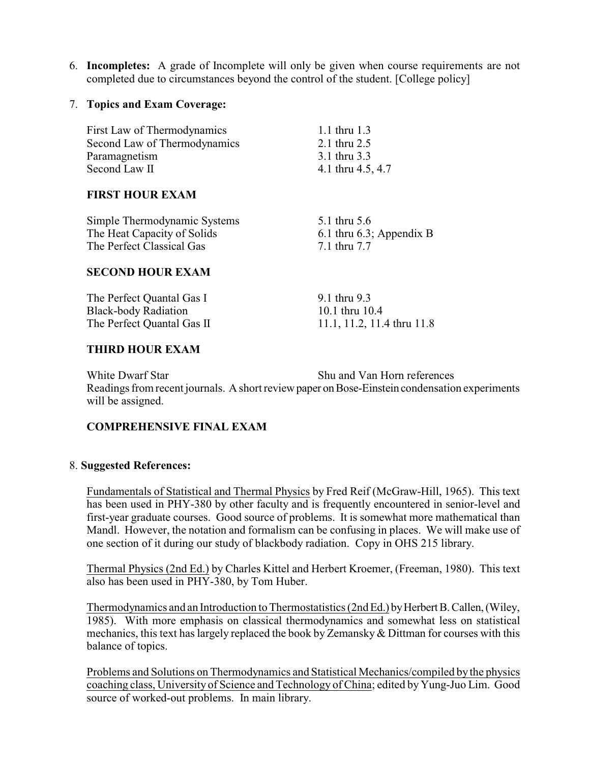6. **Incompletes:** A grade of Incomplete will only be given when course requirements are not completed due to circumstances beyond the control of the student. [College policy]

7. **Topics and Exam Coverage:**

| | |
|---|---|
| First Law of Thermodynamics | 1.1 thru 1.3 |
| Second Law of Thermodynamics | 2.1 thru 2.5 |
| Paramagnetism | 3.1 thru 3.3 |
| Second Law II | 4.1 thru 4.5, 4.7 |

**FIRST HOUR EXAM**

| | |
|---|---|
| Simple Thermodynamic Systems | 5.1 thru 5.6 |
| The Heat Capacity of Solids | 6.1 thru 6.3; Appendix B |
| The Perfect Classical Gas | 7.1 thru 7.7 |

**SECOND HOUR EXAM**

| | |
|---|---|
| The Perfect Quantal Gas I | 9.1 thru 9.3 |
| Black-body Radiation | 10.1 thru 10.4 |
| The Perfect Quantal Gas II | 11.1, 11.2, 11.4 thru 11.8 |

**THIRD HOUR EXAM**

White Dwarf Star — Shu and Van Horn references

Readings from recent journals. A short review paper on Bose-Einstein condensation experiments will be assigned.

**COMPREHENSIVE FINAL EXAM**

8. **Suggested References:**

<u>Fundamentals of Statistical and Thermal Physics</u> by Fred Reif (McGraw-Hill, 1965). This text has been used in PHY-380 by other faculty and is frequently encountered in senior-level and first-year graduate courses. Good source of problems. It is somewhat more mathematical than Mandl. However, the notation and formalism can be confusing in places. We will make use of one section of it during our study of blackbody radiation. Copy in OHS 215 library.

<u>Thermal Physics (2nd Ed.)</u> by Charles Kittel and Herbert Kroemer, (Freeman, 1980). This text also has been used in PHY-380, by Tom Huber.

<u>Thermodynamics and an Introduction to Thermostatistics (2nd Ed.)</u> by Herbert B. Callen, (Wiley, 1985). With more emphasis on classical thermodynamics and somewhat less on statistical mechanics, this text has largely replaced the book by Zemansky & Dittman for courses with this balance of topics.

<u>Problems and Solutions on Thermodynamics and Statistical Mechanics/compiled by the physics coaching class, University of Science and Technology of China</u>; edited by Yung-Juo Lim. Good source of worked-out problems. In main library.